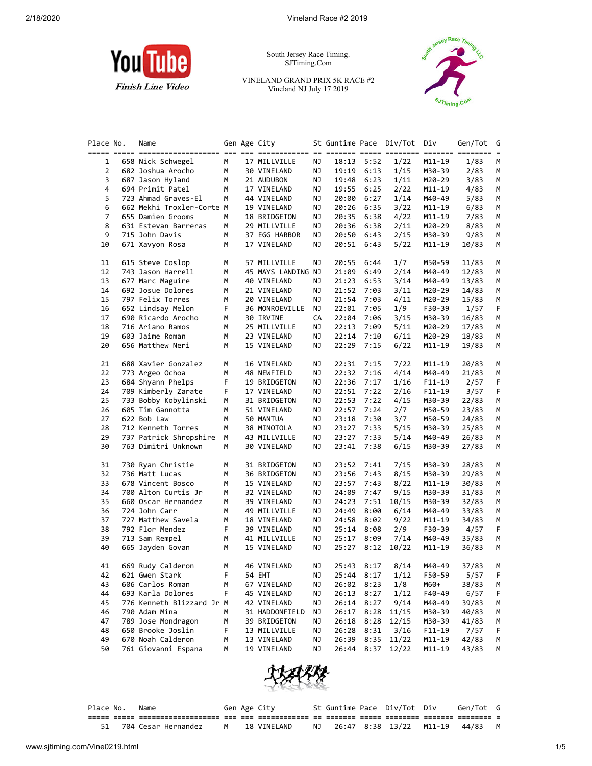YouTube
*Finish Line Video*

South Jersey Race Timing.
SJTiming.Com

VINELAND GRAND PRIX 5K RACE #2
Vineland NJ July 17 2019

| Place | No. | Name | Gen | Age | City | St | Guntime | Pace | Div/Tot | Div | Gen/Tot | G |
|---|---|---|---|---|---|---|---|---|---|---|---|---|
| 1 | 658 | Nick Schwegel | M | 17 | MILLVILLE | NJ | 18:13 | 5:52 | 1/22 | M11-19 | 1/83 | M |
| 2 | 682 | Joshua Arocho | M | 30 | VINELAND | NJ | 19:19 | 6:13 | 1/15 | M30-39 | 2/83 | M |
| 3 | 687 | Jason Hyland | M | 21 | AUDUBON | NJ | 19:48 | 6:23 | 1/11 | M20-29 | 3/83 | M |
| 4 | 694 | Primit Patel | M | 17 | VINELAND | NJ | 19:55 | 6:25 | 2/22 | M11-19 | 4/83 | M |
| 5 | 723 | Ahmad Graves-El | M | 44 | VINELAND | NJ | 20:00 | 6:27 | 1/14 | M40-49 | 5/83 | M |
| 6 | 662 | Mekhi Troxler-Corte | M | 19 | VINELAND | NJ | 20:26 | 6:35 | 3/22 | M11-19 | 6/83 | M |
| 7 | 655 | Damien Grooms | M | 18 | BRIDGETON | NJ | 20:35 | 6:38 | 4/22 | M11-19 | 7/83 | M |
| 8 | 631 | Estevan Barreras | M | 29 | MILLVILLE | NJ | 20:36 | 6:38 | 2/11 | M20-29 | 8/83 | M |
| 9 | 715 | John Davis | M | 37 | EGG HARBOR | NJ | 20:50 | 6:43 | 2/15 | M30-39 | 9/83 | M |
| 10 | 671 | Xavyon Rosa | M | 17 | VINELAND | NJ | 20:51 | 6:43 | 5/22 | M11-19 | 10/83 | M |
| 11 | 615 | Steve Coslop | M | 57 | MILLVILLE | NJ | 20:55 | 6:44 | 1/7 | M50-59 | 11/83 | M |
| 12 | 743 | Jason Harrell | M | 45 | MAYS LANDING | NJ | 21:09 | 6:49 | 2/14 | M40-49 | 12/83 | M |
| 13 | 677 | Marc Maguire | M | 40 | VINELAND | NJ | 21:23 | 6:53 | 3/14 | M40-49 | 13/83 | M |
| 14 | 692 | Josue Dolores | M | 21 | VINELAND | NJ | 21:52 | 7:03 | 3/11 | M20-29 | 14/83 | M |
| 15 | 797 | Felix Torres | M | 20 | VINELAND | NJ | 21:54 | 7:03 | 4/11 | M20-29 | 15/83 | M |
| 16 | 652 | Lindsay Melon | F | 36 | MONROEVILLE | NJ | 22:01 | 7:05 | 1/9 | F30-39 | 1/57 | F |
| 17 | 690 | Ricardo Arocho | M | 30 | IRVINE | CA | 22:04 | 7:06 | 3/15 | M30-39 | 16/83 | M |
| 18 | 716 | Ariano Ramos | M | 25 | MILLVILLE | NJ | 22:13 | 7:09 | 5/11 | M20-29 | 17/83 | M |
| 19 | 603 | Jaime Roman | M | 23 | VINELAND | NJ | 22:14 | 7:10 | 6/11 | M20-29 | 18/83 | M |
| 20 | 656 | Matthew Neri | M | 15 | VINELAND | NJ | 22:29 | 7:15 | 6/22 | M11-19 | 19/83 | M |
| 21 | 688 | Xavier Gonzalez | M | 16 | VINELAND | NJ | 22:31 | 7:15 | 7/22 | M11-19 | 20/83 | M |
| 22 | 773 | Argeo Ochoa | M | 48 | NEWFIELD | NJ | 22:32 | 7:16 | 4/14 | M40-49 | 21/83 | M |
| 23 | 684 | Shyann Phelps | F | 19 | BRIDGETON | NJ | 22:36 | 7:17 | 1/16 | F11-19 | 2/57 | F |
| 24 | 709 | Kimberly Zarate | F | 17 | VINELAND | NJ | 22:51 | 7:22 | 2/16 | F11-19 | 3/57 | F |
| 25 | 733 | Bobby Kobylinski | M | 31 | BRIDGETON | NJ | 22:53 | 7:22 | 4/15 | M30-39 | 22/83 | M |
| 26 | 605 | Tim Gannotta | M | 51 | VINELAND | NJ | 22:57 | 7:24 | 2/7 | M50-59 | 23/83 | M |
| 27 | 622 | Bob Law | M | 50 | MANTUA | NJ | 23:18 | 7:30 | 3/7 | M50-59 | 24/83 | M |
| 28 | 712 | Kenneth Torres | M | 38 | MINOTOLA | NJ | 23:27 | 7:33 | 5/15 | M30-39 | 25/83 | M |
| 29 | 737 | Patrick Shropshire | M | 43 | MILLVILLE | NJ | 23:27 | 7:33 | 5/14 | M40-49 | 26/83 | M |
| 30 | 763 | Dimitri Unknown | M | 30 | VINELAND | NJ | 23:41 | 7:38 | 6/15 | M30-39 | 27/83 | M |
| 31 | 730 | Ryan Christie | M | 31 | BRIDGETON | NJ | 23:52 | 7:41 | 7/15 | M30-39 | 28/83 | M |
| 32 | 736 | Matt Lucas | M | 36 | BRIDGETON | NJ | 23:56 | 7:43 | 8/15 | M30-39 | 29/83 | M |
| 33 | 678 | Vincent Bosco | M | 15 | VINELAND | NJ | 23:57 | 7:43 | 8/22 | M11-19 | 30/83 | M |
| 34 | 700 | Alton Curtis Jr | M | 32 | VINELAND | NJ | 24:09 | 7:47 | 9/15 | M30-39 | 31/83 | M |
| 35 | 660 | Oscar Hernandez | M | 39 | VINELAND | NJ | 24:23 | 7:51 | 10/15 | M30-39 | 32/83 | M |
| 36 | 724 | John Carr | M | 49 | MILLVILLE | NJ | 24:49 | 8:00 | 6/14 | M40-49 | 33/83 | M |
| 37 | 727 | Matthew Savela | M | 18 | VINELAND | NJ | 24:58 | 8:02 | 9/22 | M11-19 | 34/83 | M |
| 38 | 792 | Flor Mendez | F | 39 | VINELAND | NJ | 25:14 | 8:08 | 2/9 | F30-39 | 4/57 | F |
| 39 | 713 | Sam Rempel | M | 41 | MILLVILLE | NJ | 25:17 | 8:09 | 7/14 | M40-49 | 35/83 | M |
| 40 | 665 | Jayden Govan | M | 15 | VINELAND | NJ | 25:27 | 8:12 | 10/22 | M11-19 | 36/83 | M |
| 41 | 669 | Rudy Calderon | M | 46 | VINELAND | NJ | 25:43 | 8:17 | 8/14 | M40-49 | 37/83 | M |
| 42 | 621 | Gwen Stark | F | 54 | EHT | NJ | 25:44 | 8:17 | 1/12 | F50-59 | 5/57 | F |
| 43 | 606 | Carlos Roman | M | 67 | VINELAND | NJ | 26:02 | 8:23 | 1/8 | M60+ | 38/83 | M |
| 44 | 693 | Karla Dolores | F | 45 | VINELAND | NJ | 26:13 | 8:27 | 1/12 | F40-49 | 6/57 | F |
| 45 | 776 | Kenneth Blizzard Jr | M | 42 | VINELAND | NJ | 26:14 | 8:27 | 9/14 | M40-49 | 39/83 | M |
| 46 | 790 | Adam Mina | M | 31 | HADDONFIELD | NJ | 26:17 | 8:28 | 11/15 | M30-39 | 40/83 | M |
| 47 | 789 | Jose Mondragon | M | 39 | BRIDGETON | NJ | 26:18 | 8:28 | 12/15 | M30-39 | 41/83 | M |
| 48 | 650 | Brooke Joslin | F | 13 | MILLVILLE | NJ | 26:28 | 8:31 | 3/16 | F11-19 | 7/57 | F |
| 49 | 670 | Noah Calderon | M | 13 | VINELAND | NJ | 26:39 | 8:35 | 11/22 | M11-19 | 42/83 | M |
| 50 | 761 | Giovanni Espana | M | 19 | VINELAND | NJ | 26:44 | 8:37 | 12/22 | M11-19 | 43/83 | M |
| 51 | 704 | Cesar Hernandez | M | 18 | VINELAND | NJ | 26:47 | 8:38 | 13/22 | M11-19 | 44/83 | M |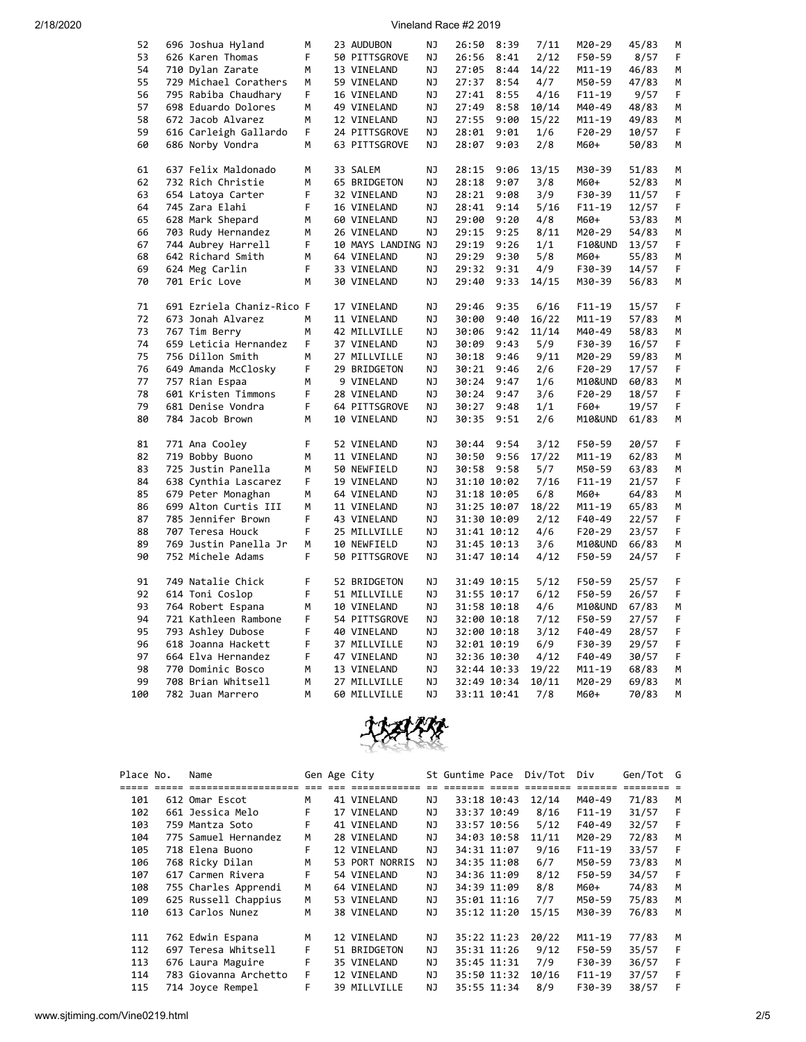| Place | No. | Name | Gen | Age | City | St | Guntime | Pace | Div/Tot | Div | Gen/Tot | G |
|---|---|---|---|---|---|---|---|---|---|---|---|---|
| 52 | 696 | Joshua Hyland | M | 23 | AUDUBON | NJ | 26:50 | 8:39 | 7/11 | M20-29 | 45/83 | M |
| 53 | 626 | Karen Thomas | F | 50 | PITTSGROVE | NJ | 26:56 | 8:41 | 2/12 | F50-59 | 8/57 | F |
| 54 | 710 | Dylan Zarate | M | 13 | VINELAND | NJ | 27:05 | 8:44 | 14/22 | M11-19 | 46/83 | M |
| 55 | 729 | Michael Corathers | M | 59 | VINELAND | NJ | 27:37 | 8:54 | 4/7 | M50-59 | 47/83 | M |
| 56 | 795 | Rabiba Chaudhary | F | 16 | VINELAND | NJ | 27:41 | 8:55 | 4/16 | F11-19 | 9/57 | F |
| 57 | 698 | Eduardo Dolores | M | 49 | VINELAND | NJ | 27:49 | 8:58 | 10/14 | M40-49 | 48/83 | M |
| 58 | 672 | Jacob Alvarez | M | 12 | VINELAND | NJ | 27:55 | 9:00 | 15/22 | M11-19 | 49/83 | M |
| 59 | 616 | Carleigh Gallardo | F | 24 | PITTSGROVE | NJ | 28:01 | 9:01 | 1/6 | F20-29 | 10/57 | F |
| 60 | 686 | Norby Vondra | M | 63 | PITTSGROVE | NJ | 28:07 | 9:03 | 2/8 | M60+ | 50/83 | M |
| 61 | 637 | Felix Maldonado | M | 33 | SALEM | NJ | 28:15 | 9:06 | 13/15 | M30-39 | 51/83 | M |
| 62 | 732 | Rich Christie | M | 65 | BRIDGETON | NJ | 28:18 | 9:07 | 3/8 | M60+ | 52/83 | M |
| 63 | 654 | Latoya Carter | F | 32 | VINELAND | NJ | 28:21 | 9:08 | 3/9 | F30-39 | 11/57 | F |
| 64 | 745 | Zara Elahi | F | 16 | VINELAND | NJ | 28:41 | 9:14 | 5/16 | F11-19 | 12/57 | F |
| 65 | 628 | Mark Shepard | M | 60 | VINELAND | NJ | 29:00 | 9:20 | 4/8 | M60+ | 53/83 | M |
| 66 | 703 | Rudy Hernandez | M | 26 | VINELAND | NJ | 29:15 | 9:25 | 8/11 | M20-29 | 54/83 | M |
| 67 | 744 | Aubrey Harrell | F | 10 | MAYS LANDING | NJ | 29:19 | 9:26 | 1/1 | F10&UND | 13/57 | F |
| 68 | 642 | Richard Smith | M | 64 | VINELAND | NJ | 29:29 | 9:30 | 5/8 | M60+ | 55/83 | M |
| 69 | 624 | Meg Carlin | F | 33 | VINELAND | NJ | 29:32 | 9:31 | 4/9 | F30-39 | 14/57 | F |
| 70 | 701 | Eric Love | M | 30 | VINELAND | NJ | 29:40 | 9:33 | 14/15 | M30-39 | 56/83 | M |
| 71 | 691 | Ezriela Chaniz-Rico | F | 17 | VINELAND | NJ | 29:46 | 9:35 | 6/16 | F11-19 | 15/57 | F |
| 72 | 673 | Jonah Alvarez | M | 11 | VINELAND | NJ | 30:00 | 9:40 | 16/22 | M11-19 | 57/83 | M |
| 73 | 767 | Tim Berry | M | 42 | MILLVILLE | NJ | 30:06 | 9:42 | 11/14 | M40-49 | 58/83 | M |
| 74 | 659 | Leticia Hernandez | F | 37 | VINELAND | NJ | 30:09 | 9:43 | 5/9 | F30-39 | 16/57 | F |
| 75 | 756 | Dillon Smith | M | 27 | MILLVILLE | NJ | 30:18 | 9:46 | 9/11 | M20-29 | 59/83 | M |
| 76 | 649 | Amanda McClosky | F | 29 | BRIDGETON | NJ | 30:21 | 9:46 | 2/6 | F20-29 | 17/57 | F |
| 77 | 757 | Rian Espaa | M | 9 | VINELAND | NJ | 30:24 | 9:47 | 1/6 | M10&UND | 60/83 | M |
| 78 | 601 | Kristen Timmons | F | 28 | VINELAND | NJ | 30:24 | 9:47 | 3/6 | F20-29 | 18/57 | F |
| 79 | 681 | Denise Vondra | F | 64 | PITTSGROVE | NJ | 30:27 | 9:48 | 1/1 | F60+ | 19/57 | F |
| 80 | 784 | Jacob Brown | M | 10 | VINELAND | NJ | 30:35 | 9:51 | 2/6 | M10&UND | 61/83 | M |
| 81 | 771 | Ana Cooley | F | 52 | VINELAND | NJ | 30:44 | 9:54 | 3/12 | F50-59 | 20/57 | F |
| 82 | 719 | Bobby Buono | M | 11 | VINELAND | NJ | 30:50 | 9:56 | 17/22 | M11-19 | 62/83 | M |
| 83 | 725 | Justin Panella | M | 50 | NEWFIELD | NJ | 30:58 | 9:58 | 5/7 | M50-59 | 63/83 | M |
| 84 | 638 | Cynthia Lascarez | F | 19 | VINELAND | NJ | 31:10 | 10:02 | 7/16 | F11-19 | 21/57 | F |
| 85 | 679 | Peter Monaghan | M | 64 | VINELAND | NJ | 31:18 | 10:05 | 6/8 | M60+ | 64/83 | M |
| 86 | 699 | Alton Curtis III | M | 11 | VINELAND | NJ | 31:25 | 10:07 | 18/22 | M11-19 | 65/83 | M |
| 87 | 785 | Jennifer Brown | F | 43 | VINELAND | NJ | 31:30 | 10:09 | 2/12 | F40-49 | 22/57 | F |
| 88 | 707 | Teresa Houck | F | 25 | MILLVILLE | NJ | 31:41 | 10:12 | 4/6 | F20-29 | 23/57 | F |
| 89 | 769 | Justin Panella Jr | M | 10 | NEWFIELD | NJ | 31:45 | 10:13 | 3/6 | M10&UND | 66/83 | M |
| 90 | 752 | Michele Adams | F | 50 | PITTSGROVE | NJ | 31:47 | 10:14 | 4/12 | F50-59 | 24/57 | F |
| 91 | 749 | Natalie Chick | F | 52 | BRIDGETON | NJ | 31:49 | 10:15 | 5/12 | F50-59 | 25/57 | F |
| 92 | 614 | Toni Coslop | F | 51 | MILLVILLE | NJ | 31:55 | 10:17 | 6/12 | F50-59 | 26/57 | F |
| 93 | 764 | Robert Espana | M | 10 | VINELAND | NJ | 31:58 | 10:18 | 4/6 | M10&UND | 67/83 | M |
| 94 | 721 | Kathleen Rambone | F | 54 | PITTSGROVE | NJ | 32:00 | 10:18 | 7/12 | F50-59 | 27/57 | F |
| 95 | 793 | Ashley Dubose | F | 40 | VINELAND | NJ | 32:00 | 10:18 | 3/12 | F40-49 | 28/57 | F |
| 96 | 618 | Joanna Hackett | F | 37 | MILLVILLE | NJ | 32:01 | 10:19 | 6/9 | F30-39 | 29/57 | F |
| 97 | 664 | Elva Hernandez | F | 47 | VINELAND | NJ | 32:36 | 10:30 | 4/12 | F40-49 | 30/57 | F |
| 98 | 770 | Dominic Bosco | M | 13 | VINELAND | NJ | 32:44 | 10:33 | 19/22 | M11-19 | 68/83 | M |
| 99 | 708 | Brian Whitsell | M | 27 | MILLVILLE | NJ | 32:49 | 10:34 | 10/11 | M20-29 | 69/83 | M |
| 100 | 782 | Juan Marrero | M | 60 | MILLVILLE | NJ | 33:11 | 10:41 | 7/8 | M60+ | 70/83 | M |

| Place | No. | Name | Gen | Age | City | St | Guntime | Pace | Div/Tot | Div | Gen/Tot | G |
|---|---|---|---|---|---|---|---|---|---|---|---|---|
| 101 | 612 | Omar Escot | M | 41 | VINELAND | NJ | 33:18 | 10:43 | 12/14 | M40-49 | 71/83 | M |
| 102 | 661 | Jessica Melo | F | 17 | VINELAND | NJ | 33:37 | 10:49 | 8/16 | F11-19 | 31/57 | F |
| 103 | 759 | Mantza Soto | F | 41 | VINELAND | NJ | 33:57 | 10:56 | 5/12 | F40-49 | 32/57 | F |
| 104 | 775 | Samuel Hernandez | M | 28 | VINELAND | NJ | 34:03 | 10:58 | 11/11 | M20-29 | 72/83 | M |
| 105 | 718 | Elena Buono | F | 12 | VINELAND | NJ | 34:31 | 11:07 | 9/16 | F11-19 | 33/57 | F |
| 106 | 768 | Ricky Dilan | M | 53 | PORT NORRIS | NJ | 34:35 | 11:08 | 6/7 | M50-59 | 73/83 | M |
| 107 | 617 | Carmen Rivera | F | 54 | VINELAND | NJ | 34:36 | 11:09 | 8/12 | F50-59 | 34/57 | F |
| 108 | 755 | Charles Apprendi | M | 64 | VINELAND | NJ | 34:39 | 11:09 | 8/8 | M60+ | 74/83 | M |
| 109 | 625 | Russell Chappius | M | 53 | VINELAND | NJ | 35:01 | 11:16 | 7/7 | M50-59 | 75/83 | M |
| 110 | 613 | Carlos Nunez | M | 38 | VINELAND | NJ | 35:12 | 11:20 | 15/15 | M30-39 | 76/83 | M |
| 111 | 762 | Edwin Espana | M | 12 | VINELAND | NJ | 35:22 | 11:23 | 20/22 | M11-19 | 77/83 | M |
| 112 | 697 | Teresa Whitsell | F | 51 | BRIDGETON | NJ | 35:31 | 11:26 | 9/12 | F50-59 | 35/57 | F |
| 113 | 676 | Laura Maguire | F | 35 | VINELAND | NJ | 35:45 | 11:31 | 7/9 | F30-39 | 36/57 | F |
| 114 | 783 | Giovanna Archetto | F | 12 | VINELAND | NJ | 35:50 | 11:32 | 10/16 | F11-19 | 37/57 | F |
| 115 | 714 | Joyce Rempel | F | 39 | MILLVILLE | NJ | 35:55 | 11:34 | 8/9 | F30-39 | 38/57 | F |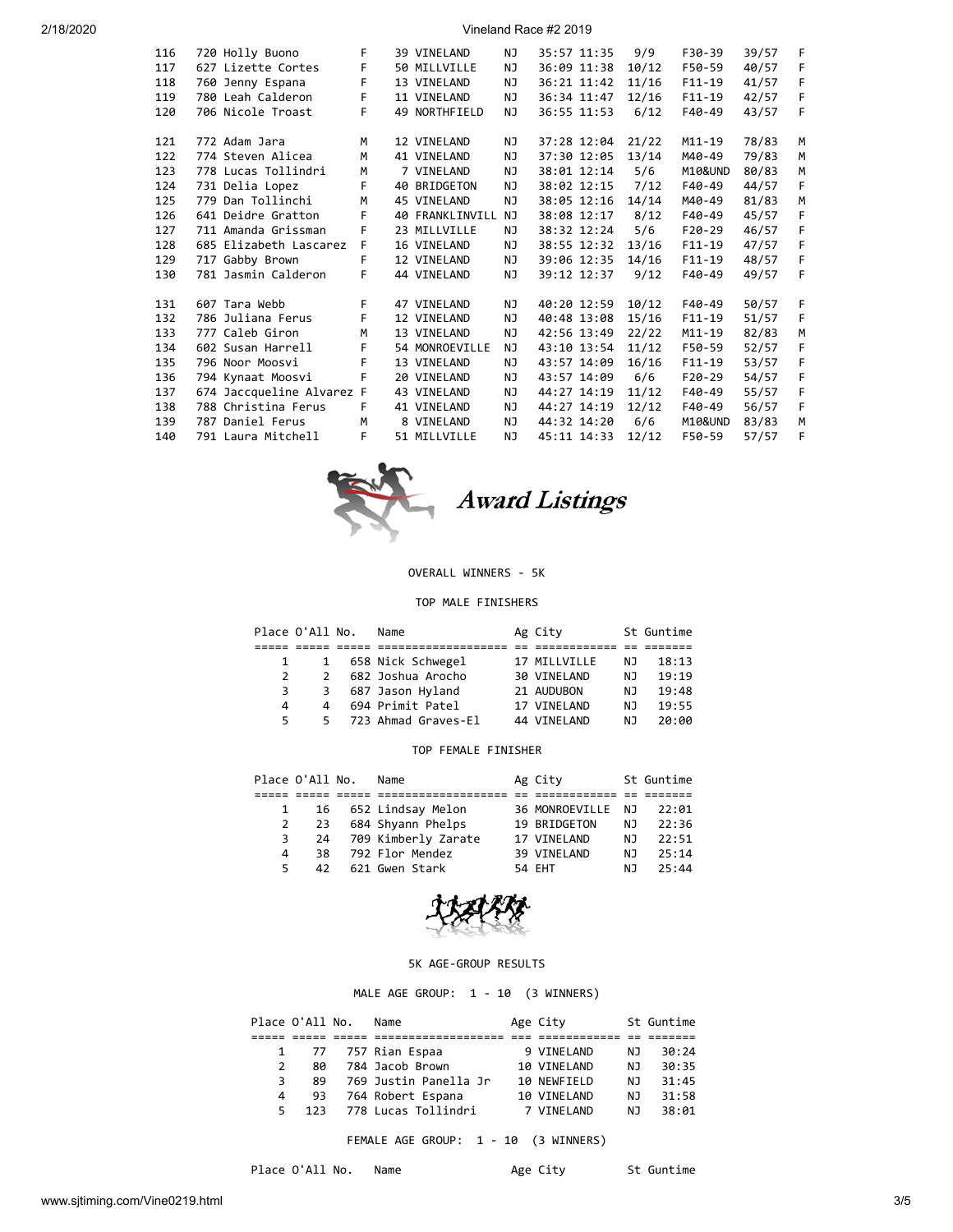| Place | No. | Name | Sex | Age | City | St | Time | Pace | Div Place | Division | Sex Place | Sex |
|---|---|---|---|---|---|---|---|---|---|---|---|---|
| 116 | 720 | Holly Buono | F | 39 | VINELAND | NJ | 35:57 | 11:35 | 9/9 | F30-39 | 39/57 | F |
| 117 | 627 | Lizette Cortes | F | 50 | MILLVILLE | NJ | 36:09 | 11:38 | 10/12 | F50-59 | 40/57 | F |
| 118 | 760 | Jenny Espana | F | 13 | VINELAND | NJ | 36:21 | 11:42 | 11/16 | F11-19 | 41/57 | F |
| 119 | 780 | Leah Calderon | F | 11 | VINELAND | NJ | 36:34 | 11:47 | 12/16 | F11-19 | 42/57 | F |
| 120 | 706 | Nicole Troast | F | 49 | NORTHFIELD | NJ | 36:55 | 11:53 | 6/12 | F40-49 | 43/57 | F |
| 121 | 772 | Adam Jara | M | 12 | VINELAND | NJ | 37:28 | 12:04 | 21/22 | M11-19 | 78/83 | M |
| 122 | 774 | Steven Alicea | M | 41 | VINELAND | NJ | 37:30 | 12:05 | 13/14 | M40-49 | 79/83 | M |
| 123 | 778 | Lucas Tollindri | M | 7 | VINELAND | NJ | 38:01 | 12:14 | 5/6 | M10&UND | 80/83 | M |
| 124 | 731 | Delia Lopez | F | 40 | BRIDGETON | NJ | 38:02 | 12:15 | 7/12 | F40-49 | 44/57 | F |
| 125 | 779 | Dan Tollinchi | M | 45 | VINELAND | NJ | 38:05 | 12:16 | 14/14 | M40-49 | 81/83 | M |
| 126 | 641 | Deidre Gratton | F | 40 | FRANKLINVILL | NJ | 38:08 | 12:17 | 8/12 | F40-49 | 45/57 | F |
| 127 | 711 | Amanda Grissman | F | 23 | MILLVILLE | NJ | 38:32 | 12:24 | 5/6 | F20-29 | 46/57 | F |
| 128 | 685 | Elizabeth Lascarez | F | 16 | VINELAND | NJ | 38:55 | 12:32 | 13/16 | F11-19 | 47/57 | F |
| 129 | 717 | Gabby Brown | F | 12 | VINELAND | NJ | 39:06 | 12:35 | 14/16 | F11-19 | 48/57 | F |
| 130 | 781 | Jasmin Calderon | F | 44 | VINELAND | NJ | 39:12 | 12:37 | 9/12 | F40-49 | 49/57 | F |
| 131 | 607 | Tara Webb | F | 47 | VINELAND | NJ | 40:20 | 12:59 | 10/12 | F40-49 | 50/57 | F |
| 132 | 786 | Juliana Ferus | F | 12 | VINELAND | NJ | 40:48 | 13:08 | 15/16 | F11-19 | 51/57 | F |
| 133 | 777 | Caleb Giron | M | 13 | VINELAND | NJ | 42:56 | 13:49 | 22/22 | M11-19 | 82/83 | M |
| 134 | 602 | Susan Harrell | F | 54 | MONROEVILLE | NJ | 43:10 | 13:54 | 11/12 | F50-59 | 52/57 | F |
| 135 | 796 | Noor Moosvi | F | 13 | VINELAND | NJ | 43:57 | 14:09 | 16/16 | F11-19 | 53/57 | F |
| 136 | 794 | Kynaat Moosvi | F | 20 | VINELAND | NJ | 43:57 | 14:09 | 6/6 | F20-29 | 54/57 | F |
| 137 | 674 | Jaccqueline Alvarez | F | 43 | VINELAND | NJ | 44:27 | 14:19 | 11/12 | F40-49 | 55/57 | F |
| 138 | 788 | Christina Ferus | F | 41 | VINELAND | NJ | 44:27 | 14:19 | 12/12 | F40-49 | 56/57 | F |
| 139 | 787 | Daniel Ferus | M | 8 | VINELAND | NJ | 44:32 | 14:20 | 6/6 | M10&UND | 83/83 | M |
| 140 | 791 | Laura Mitchell | F | 51 | MILLVILLE | NJ | 45:11 | 14:33 | 12/12 | F50-59 | 57/57 | F |

# *Award Listings*

## OVERALL WINNERS - 5K

### TOP MALE FINISHERS

| Place | O'All | No. | Name | Ag | City | St | Guntime |
|---|---|---|---|---|---|---|---|
| 1 | 1 | 658 | Nick Schwegel | 17 | MILLVILLE | NJ | 18:13 |
| 2 | 2 | 682 | Joshua Arocho | 30 | VINELAND | NJ | 19:19 |
| 3 | 3 | 687 | Jason Hyland | 21 | AUDUBON | NJ | 19:48 |
| 4 | 4 | 694 | Primit Patel | 17 | VINELAND | NJ | 19:55 |
| 5 | 5 | 723 | Ahmad Graves-El | 44 | VINELAND | NJ | 20:00 |

### TOP FEMALE FINISHER

| Place | O'All | No. | Name | Ag | City | St | Guntime |
|---|---|---|---|---|---|---|---|
| 1 | 16 | 652 | Lindsay Melon | 36 | MONROEVILLE | NJ | 22:01 |
| 2 | 23 | 684 | Shyann Phelps | 19 | BRIDGETON | NJ | 22:36 |
| 3 | 24 | 709 | Kimberly Zarate | 17 | VINELAND | NJ | 22:51 |
| 4 | 38 | 792 | Flor Mendez | 39 | VINELAND | NJ | 25:14 |
| 5 | 42 | 621 | Gwen Stark | 54 | EHT | NJ | 25:44 |

## 5K AGE-GROUP RESULTS

### MALE AGE GROUP: 1 - 10 (3 WINNERS)

| Place | O'All | No. | Name | Age | City | St | Guntime |
|---|---|---|---|---|---|---|---|
| 1 | 77 | 757 | Rian Espaa | 9 | VINELAND | NJ | 30:24 |
| 2 | 80 | 784 | Jacob Brown | 10 | VINELAND | NJ | 30:35 |
| 3 | 89 | 769 | Justin Panella Jr | 10 | NEWFIELD | NJ | 31:45 |
| 4 | 93 | 764 | Robert Espana | 10 | VINELAND | NJ | 31:58 |
| 5 | 123 | 778 | Lucas Tollindri | 7 | VINELAND | NJ | 38:01 |

### FEMALE AGE GROUP: 1 - 10 (3 WINNERS)

| Place | O'All | No. | Name | Age | City | St | Guntime |
|---|---|---|---|---|---|---|---|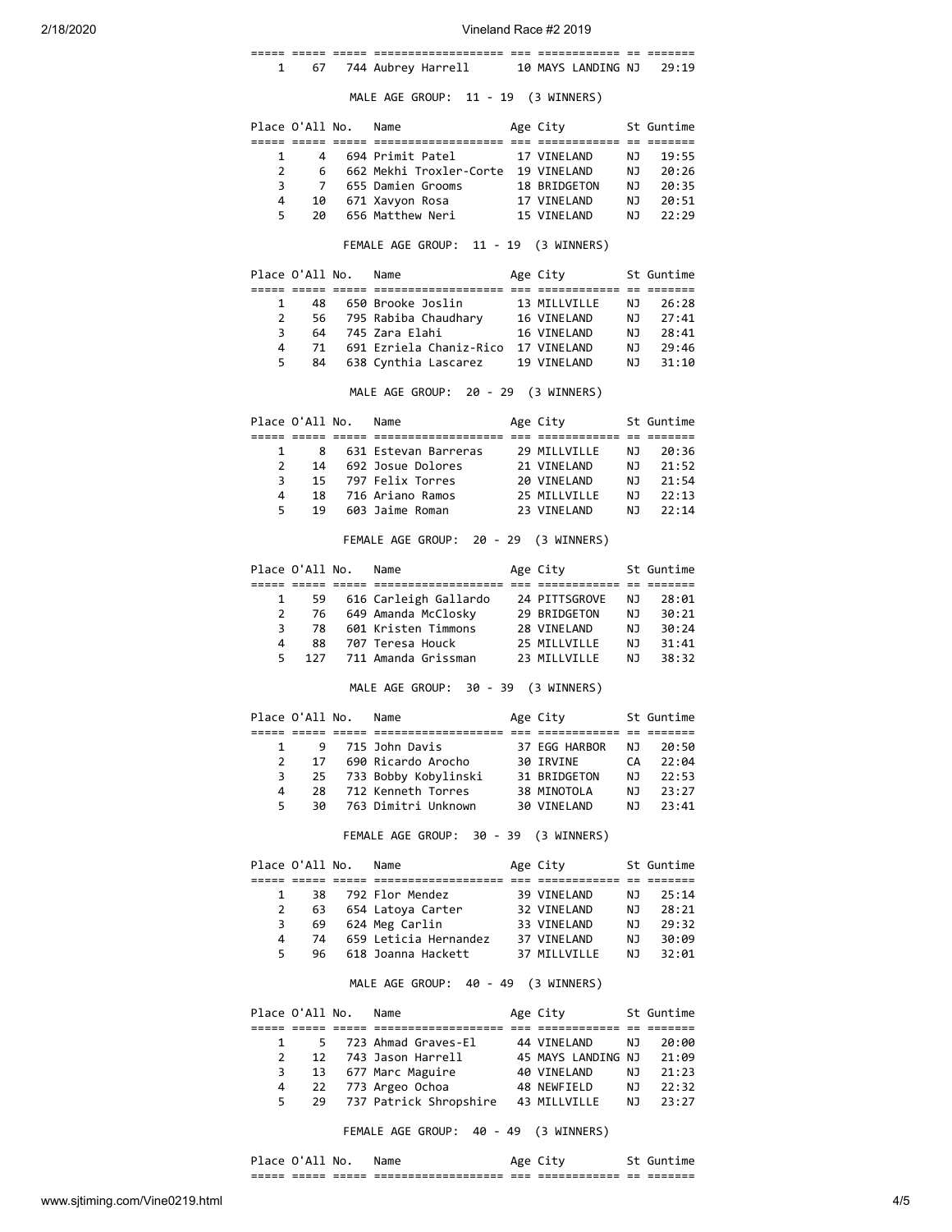| Place | O'All | No. | Name | Age | City | St | Guntime |
|---|---|---|---|---|---|---|---|
| 1 | 67 | 744 | Aubrey Harrell | 10 | MAYS LANDING | NJ | 29:19 |

MALE AGE GROUP: 11 - 19 (3 WINNERS)

| Place | O'All | No. | Name | Age | City | St | Guntime |
|---|---|---|---|---|---|---|---|
| 1 | 4 | 694 | Primit Patel | 17 | VINELAND | NJ | 19:55 |
| 2 | 6 | 662 | Mekhi Troxler-Corte | 19 | VINELAND | NJ | 20:26 |
| 3 | 7 | 655 | Damien Grooms | 18 | BRIDGETON | NJ | 20:35 |
| 4 | 10 | 671 | Xavyon Rosa | 17 | VINELAND | NJ | 20:51 |
| 5 | 20 | 656 | Matthew Neri | 15 | VINELAND | NJ | 22:29 |

FEMALE AGE GROUP: 11 - 19 (3 WINNERS)

| Place | O'All | No. | Name | Age | City | St | Guntime |
|---|---|---|---|---|---|---|---|
| 1 | 48 | 650 | Brooke Joslin | 13 | MILLVILLE | NJ | 26:28 |
| 2 | 56 | 795 | Rabiba Chaudhary | 16 | VINELAND | NJ | 27:41 |
| 3 | 64 | 745 | Zara Elahi | 16 | VINELAND | NJ | 28:41 |
| 4 | 71 | 691 | Ezriela Chaniz-Rico | 17 | VINELAND | NJ | 29:46 |
| 5 | 84 | 638 | Cynthia Lascarez | 19 | VINELAND | NJ | 31:10 |

MALE AGE GROUP: 20 - 29 (3 WINNERS)

| Place | O'All | No. | Name | Age | City | St | Guntime |
|---|---|---|---|---|---|---|---|
| 1 | 8 | 631 | Estevan Barreras | 29 | MILLVILLE | NJ | 20:36 |
| 2 | 14 | 692 | Josue Dolores | 21 | VINELAND | NJ | 21:52 |
| 3 | 15 | 797 | Felix Torres | 20 | VINELAND | NJ | 21:54 |
| 4 | 18 | 716 | Ariano Ramos | 25 | MILLVILLE | NJ | 22:13 |
| 5 | 19 | 603 | Jaime Roman | 23 | VINELAND | NJ | 22:14 |

FEMALE AGE GROUP: 20 - 29 (3 WINNERS)

| Place | O'All | No. | Name | Age | City | St | Guntime |
|---|---|---|---|---|---|---|---|
| 1 | 59 | 616 | Carleigh Gallardo | 24 | PITTSGROVE | NJ | 28:01 |
| 2 | 76 | 649 | Amanda McClosky | 29 | BRIDGETON | NJ | 30:21 |
| 3 | 78 | 601 | Kristen Timmons | 28 | VINELAND | NJ | 30:24 |
| 4 | 88 | 707 | Teresa Houck | 25 | MILLVILLE | NJ | 31:41 |
| 5 | 127 | 711 | Amanda Grissman | 23 | MILLVILLE | NJ | 38:32 |

MALE AGE GROUP: 30 - 39 (3 WINNERS)

| Place | O'All | No. | Name | Age | City | St | Guntime |
|---|---|---|---|---|---|---|---|
| 1 | 9 | 715 | John Davis | 37 | EGG HARBOR | NJ | 20:50 |
| 2 | 17 | 690 | Ricardo Arocho | 30 | IRVINE | CA | 22:04 |
| 3 | 25 | 733 | Bobby Kobylinski | 31 | BRIDGETON | NJ | 22:53 |
| 4 | 28 | 712 | Kenneth Torres | 38 | MINOTOLA | NJ | 23:27 |
| 5 | 30 | 763 | Dimitri Unknown | 30 | VINELAND | NJ | 23:41 |

FEMALE AGE GROUP: 30 - 39 (3 WINNERS)

| Place | O'All | No. | Name | Age | City | St | Guntime |
|---|---|---|---|---|---|---|---|
| 1 | 38 | 792 | Flor Mendez | 39 | VINELAND | NJ | 25:14 |
| 2 | 63 | 654 | Latoya Carter | 32 | VINELAND | NJ | 28:21 |
| 3 | 69 | 624 | Meg Carlin | 33 | VINELAND | NJ | 29:32 |
| 4 | 74 | 659 | Leticia Hernandez | 37 | VINELAND | NJ | 30:09 |
| 5 | 96 | 618 | Joanna Hackett | 37 | MILLVILLE | NJ | 32:01 |

MALE AGE GROUP: 40 - 49 (3 WINNERS)

| Place | O'All | No. | Name | Age | City | St | Guntime |
|---|---|---|---|---|---|---|---|
| 1 | 5 | 723 | Ahmad Graves-El | 44 | VINELAND | NJ | 20:00 |
| 2 | 12 | 743 | Jason Harrell | 45 | MAYS LANDING | NJ | 21:09 |
| 3 | 13 | 677 | Marc Maguire | 40 | VINELAND | NJ | 21:23 |
| 4 | 22 | 773 | Argeo Ochoa | 48 | NEWFIELD | NJ | 22:32 |
| 5 | 29 | 737 | Patrick Shropshire | 43 | MILLVILLE | NJ | 23:27 |

FEMALE AGE GROUP: 40 - 49 (3 WINNERS)

| Place | O'All | No. | Name | Age | City | St | Guntime |
|---|---|---|---|---|---|---|---|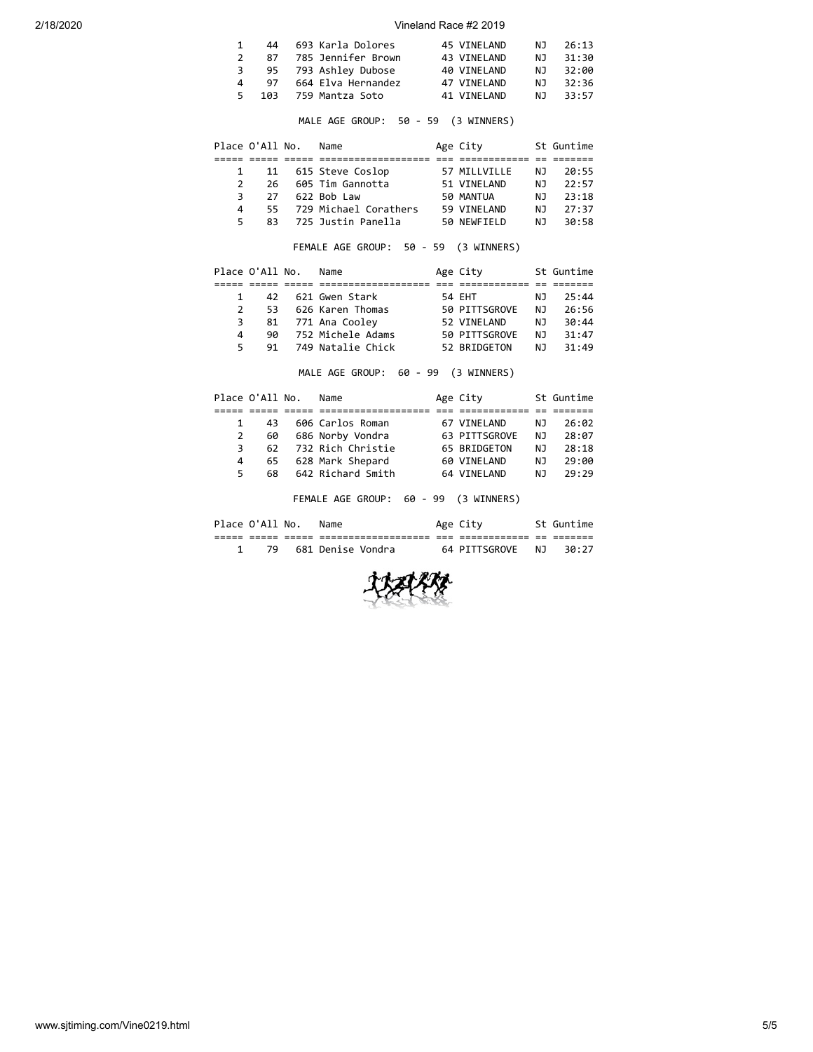| | | | | | | |
|---|---|---|---|---|---|---|
| 1 | 44 | 693 Karla Dolores | 45 | VINELAND | NJ | 26:13 |
| 2 | 87 | 785 Jennifer Brown | 43 | VINELAND | NJ | 31:30 |
| 3 | 95 | 793 Ashley Dubose | 40 | VINELAND | NJ | 32:00 |
| 4 | 97 | 664 Elva Hernandez | 47 | VINELAND | NJ | 32:36 |
| 5 | 103 | 759 Mantza Soto | 41 | VINELAND | NJ | 33:57 |

MALE AGE GROUP: 50 - 59 (3 WINNERS)

| Place | O'All | No. Name | Age | City | St | Guntime |
|---|---|---|---|---|---|---|
| 1 | 11 | 615 Steve Coslop | 57 | MILLVILLE | NJ | 20:55 |
| 2 | 26 | 605 Tim Gannotta | 51 | VINELAND | NJ | 22:57 |
| 3 | 27 | 622 Bob Law | 50 | MANTUA | NJ | 23:18 |
| 4 | 55 | 729 Michael Corathers | 59 | VINELAND | NJ | 27:37 |
| 5 | 83 | 725 Justin Panella | 50 | NEWFIELD | NJ | 30:58 |

FEMALE AGE GROUP: 50 - 59 (3 WINNERS)

| Place | O'All | No. Name | Age | City | St | Guntime |
|---|---|---|---|---|---|---|
| 1 | 42 | 621 Gwen Stark | 54 | EHT | NJ | 25:44 |
| 2 | 53 | 626 Karen Thomas | 50 | PITTSGROVE | NJ | 26:56 |
| 3 | 81 | 771 Ana Cooley | 52 | VINELAND | NJ | 30:44 |
| 4 | 90 | 752 Michele Adams | 50 | PITTSGROVE | NJ | 31:47 |
| 5 | 91 | 749 Natalie Chick | 52 | BRIDGETON | NJ | 31:49 |

MALE AGE GROUP: 60 - 99 (3 WINNERS)

| Place | O'All | No. Name | Age | City | St | Guntime |
|---|---|---|---|---|---|---|
| 1 | 43 | 606 Carlos Roman | 67 | VINELAND | NJ | 26:02 |
| 2 | 60 | 686 Norby Vondra | 63 | PITTSGROVE | NJ | 28:07 |
| 3 | 62 | 732 Rich Christie | 65 | BRIDGETON | NJ | 28:18 |
| 4 | 65 | 628 Mark Shepard | 60 | VINELAND | NJ | 29:00 |
| 5 | 68 | 642 Richard Smith | 64 | VINELAND | NJ | 29:29 |

FEMALE AGE GROUP: 60 - 99 (3 WINNERS)

| Place | O'All | No. Name | Age | City | St | Guntime |
|---|---|---|---|---|---|---|
| 1 | 79 | 681 Denise Vondra | 64 | PITTSGROVE | NJ | 30:27 |